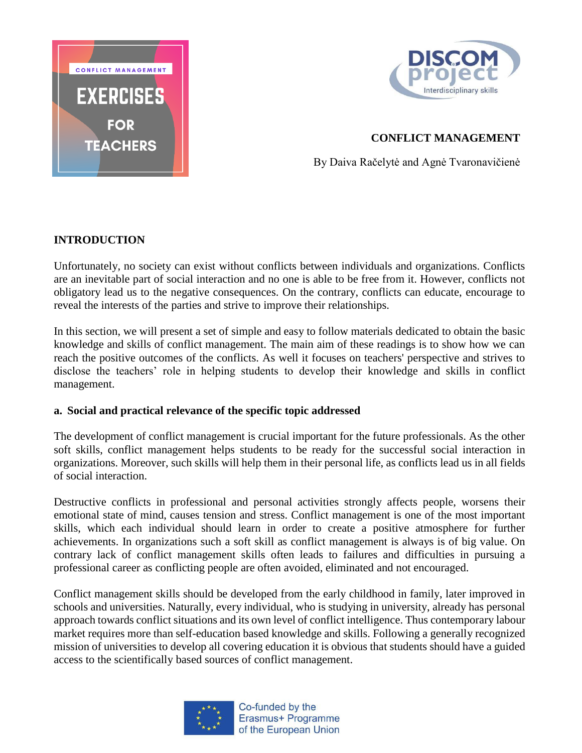CONFLICT MANAGEMENT

EXERCISES

FOR

TEACHERS

DISCOM project

Interdisciplinary skills

# CONFLICT MANAGEMENT

By Daiva Račelytė and Agnė Tvaronavičienė

## INTRODUCTION

Unfortunately, no society can exist without conflicts between individuals and organizations. Conflicts are an inevitable part of social interaction and no one is able to be free from it. However, conflicts not obligatory lead us to the negative consequences. On the contrary, conflicts can educate, encourage to reveal the interests of the parties and strive to improve their relationships.

In this section, we will present a set of simple and easy to follow materials dedicated to obtain the basic knowledge and skills of conflict management. The main aim of these readings is to show how we can reach the positive outcomes of the conflicts. As well it focuses on teachers' perspective and strives to disclose the teachers' role in helping students to develop their knowledge and skills in conflict management.

### a. Social and practical relevance of the specific topic addressed

The development of conflict management is crucial important for the future professionals. As the other soft skills, conflict management helps students to be ready for the successful social interaction in organizations. Moreover, such skills will help them in their personal life, as conflicts lead us in all fields of social interaction.

Destructive conflicts in professional and personal activities strongly affects people, worsens their emotional state of mind, causes tension and stress. Conflict management is one of the most important skills, which each individual should learn in order to create a positive atmosphere for further achievements. In organizations such a soft skill as conflict management is always is of big value. On contrary lack of conflict management skills often leads to failures and difficulties in pursuing a professional career as conflicting people are often avoided, eliminated and not encouraged.

Conflict management skills should be developed from the early childhood in family, later improved in schools and universities. Naturally, every individual, who is studying in university, already has personal approach towards conflict situations and its own level of conflict intelligence. Thus contemporary labour market requires more than self-education based knowledge and skills. Following a generally recognized mission of universities to develop all covering education it is obvious that students should have a guided access to the scientifically based sources of conflict management.

Co-funded by the Erasmus+ Programme of the European Union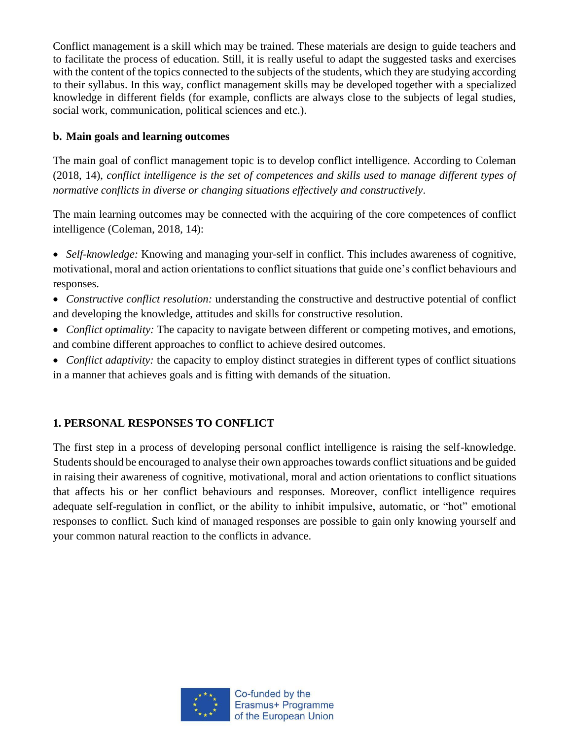Conflict management is a skill which may be trained. These materials are design to guide teachers and to facilitate the process of education. Still, it is really useful to adapt the suggested tasks and exercises with the content of the topics connected to the subjects of the students, which they are studying according to their syllabus. In this way, conflict management skills may be developed together with a specialized knowledge in different fields (for example, conflicts are always close to the subjects of legal studies, social work, communication, political sciences and etc.).

### b. Main goals and learning outcomes

The main goal of conflict management topic is to develop conflict intelligence. According to Coleman (2018, 14), *conflict intelligence is the set of competences and skills used to manage different types of normative conflicts in diverse or changing situations effectively and constructively*.

The main learning outcomes may be connected with the acquiring of the core competences of conflict intelligence (Coleman, 2018, 14):

- *Self-knowledge:* Knowing and managing your-self in conflict. This includes awareness of cognitive, motivational, moral and action orientations to conflict situations that guide one's conflict behaviours and responses.
- *Constructive conflict resolution:* understanding the constructive and destructive potential of conflict and developing the knowledge, attitudes and skills for constructive resolution.
- *Conflict optimality:* The capacity to navigate between different or competing motives, and emotions, and combine different approaches to conflict to achieve desired outcomes.
- *Conflict adaptivity:* the capacity to employ distinct strategies in different types of conflict situations in a manner that achieves goals and is fitting with demands of the situation.

## 1. PERSONAL RESPONSES TO CONFLICT

The first step in a process of developing personal conflict intelligence is raising the self-knowledge. Students should be encouraged to analyse their own approaches towards conflict situations and be guided in raising their awareness of cognitive, motivational, moral and action orientations to conflict situations that affects his or her conflict behaviours and responses. Moreover, conflict intelligence requires adequate self-regulation in conflict, or the ability to inhibit impulsive, automatic, or "hot" emotional responses to conflict. Such kind of managed responses are possible to gain only knowing yourself and your common natural reaction to the conflicts in advance.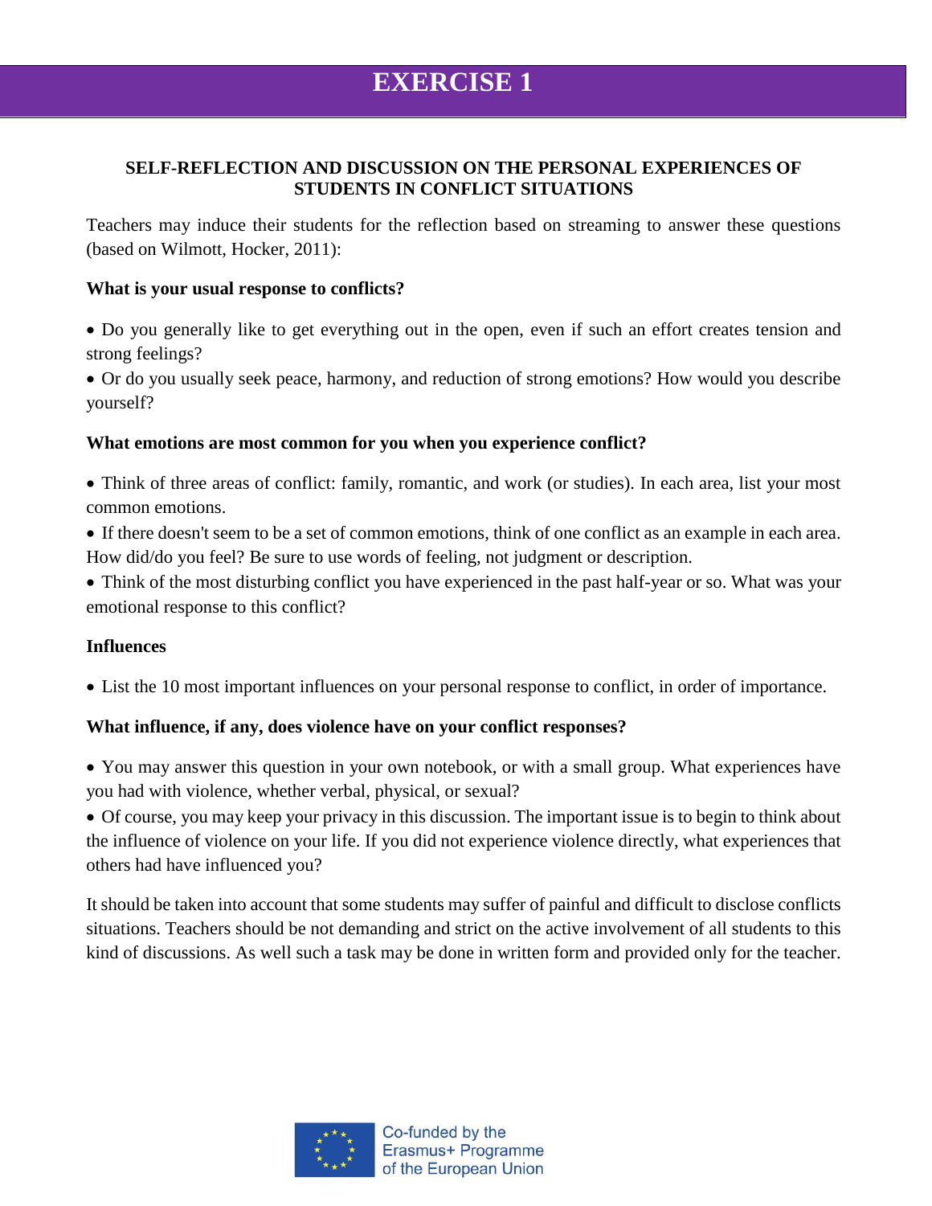# EXERCISE 1

### SELF-REFLECTION AND DISCUSSION ON THE PERSONAL EXPERIENCES OF STUDENTS IN CONFLICT SITUATIONS

Teachers may induce their students for the reflection based on streaming to answer these questions (based on Wilmott, Hocker, 2011):

**What is your usual response to conflicts?**

- Do you generally like to get everything out in the open, even if such an effort creates tension and strong feelings?
- Or do you usually seek peace, harmony, and reduction of strong emotions? How would you describe yourself?

**What emotions are most common for you when you experience conflict?**

- Think of three areas of conflict: family, romantic, and work (or studies). In each area, list your most common emotions.
- If there doesn't seem to be a set of common emotions, think of one conflict as an example in each area. How did/do you feel? Be sure to use words of feeling, not judgment or description.
- Think of the most disturbing conflict you have experienced in the past half-year or so. What was your emotional response to this conflict?

**Influences**

- List the 10 most important influences on your personal response to conflict, in order of importance.

**What influence, if any, does violence have on your conflict responses?**

- You may answer this question in your own notebook, or with a small group. What experiences have you had with violence, whether verbal, physical, or sexual?
- Of course, you may keep your privacy in this discussion. The important issue is to begin to think about the influence of violence on your life. If you did not experience violence directly, what experiences that others had have influenced you?

It should be taken into account that some students may suffer of painful and difficult to disclose conflicts situations. Teachers should be not demanding and strict on the active involvement of all students to this kind of discussions. As well such a task may be done in written form and provided only for the teacher.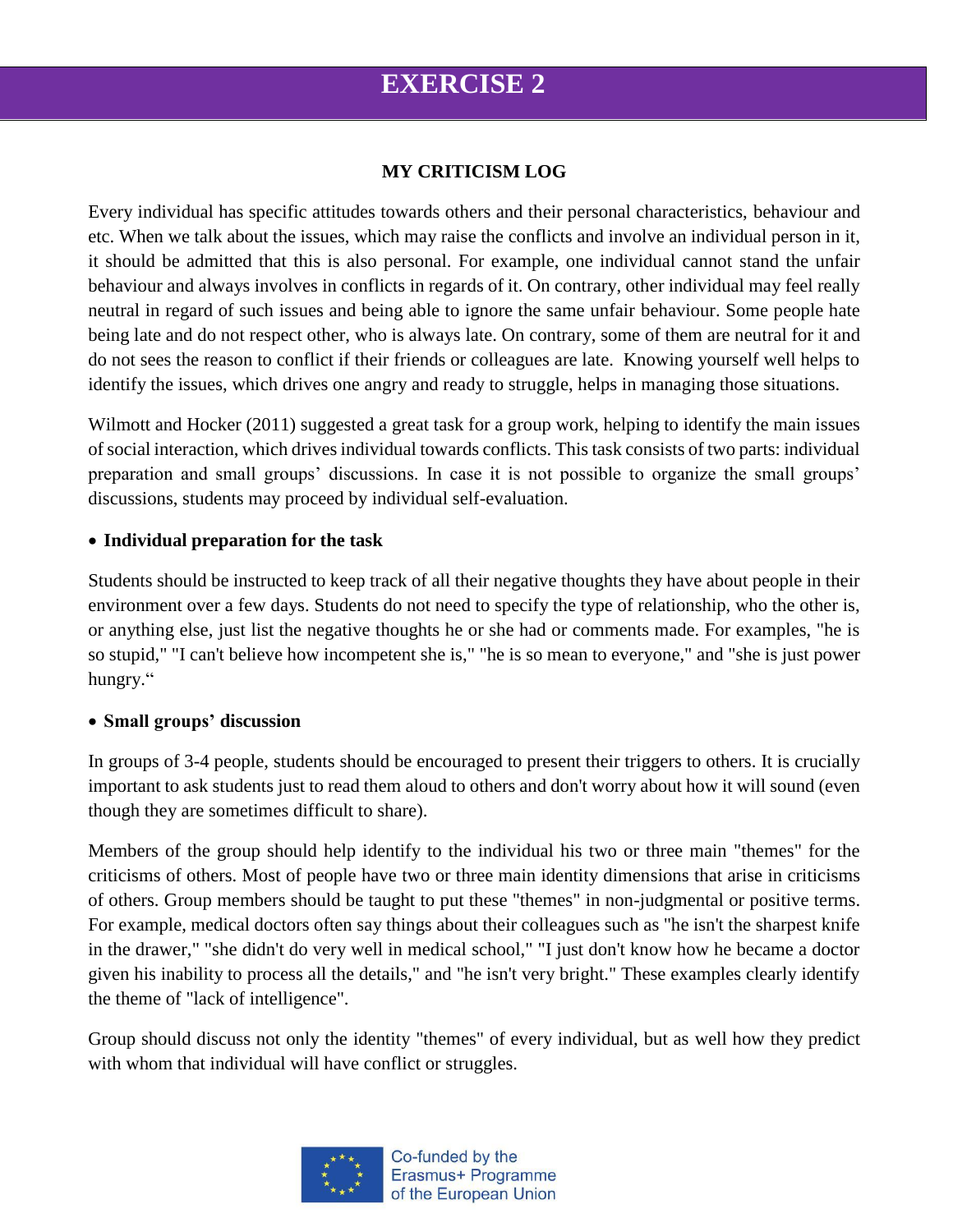# EXERCISE 2

## MY CRITICISM LOG

Every individual has specific attitudes towards others and their personal characteristics, behaviour and etc. When we talk about the issues, which may raise the conflicts and involve an individual person in it, it should be admitted that this is also personal. For example, one individual cannot stand the unfair behaviour and always involves in conflicts in regards of it. On contrary, other individual may feel really neutral in regard of such issues and being able to ignore the same unfair behaviour. Some people hate being late and do not respect other, who is always late. On contrary, some of them are neutral for it and do not sees the reason to conflict if their friends or colleagues are late. Knowing yourself well helps to identify the issues, which drives one angry and ready to struggle, helps in managing those situations.

Wilmott and Hocker (2011) suggested a great task for a group work, helping to identify the main issues of social interaction, which drives individual towards conflicts. This task consists of two parts: individual preparation and small groups' discussions. In case it is not possible to organize the small groups' discussions, students may proceed by individual self-evaluation.

- **Individual preparation for the task**

Students should be instructed to keep track of all their negative thoughts they have about people in their environment over a few days. Students do not need to specify the type of relationship, who the other is, or anything else, just list the negative thoughts he or she had or comments made. For examples, "he is so stupid," "I can't believe how incompetent she is," "he is so mean to everyone," and "she is just power hungry."

- **Small groups' discussion**

In groups of 3-4 people, students should be encouraged to present their triggers to others. It is crucially important to ask students just to read them aloud to others and don't worry about how it will sound (even though they are sometimes difficult to share).

Members of the group should help identify to the individual his two or three main "themes" for the criticisms of others. Most of people have two or three main identity dimensions that arise in criticisms of others. Group members should be taught to put these "themes" in non-judgmental or positive terms. For example, medical doctors often say things about their colleagues such as "he isn't the sharpest knife in the drawer," "she didn't do very well in medical school," "I just don't know how he became a doctor given his inability to process all the details," and "he isn't very bright." These examples clearly identify the theme of "lack of intelligence".

Group should discuss not only the identity "themes" of every individual, but as well how they predict with whom that individual will have conflict or struggles.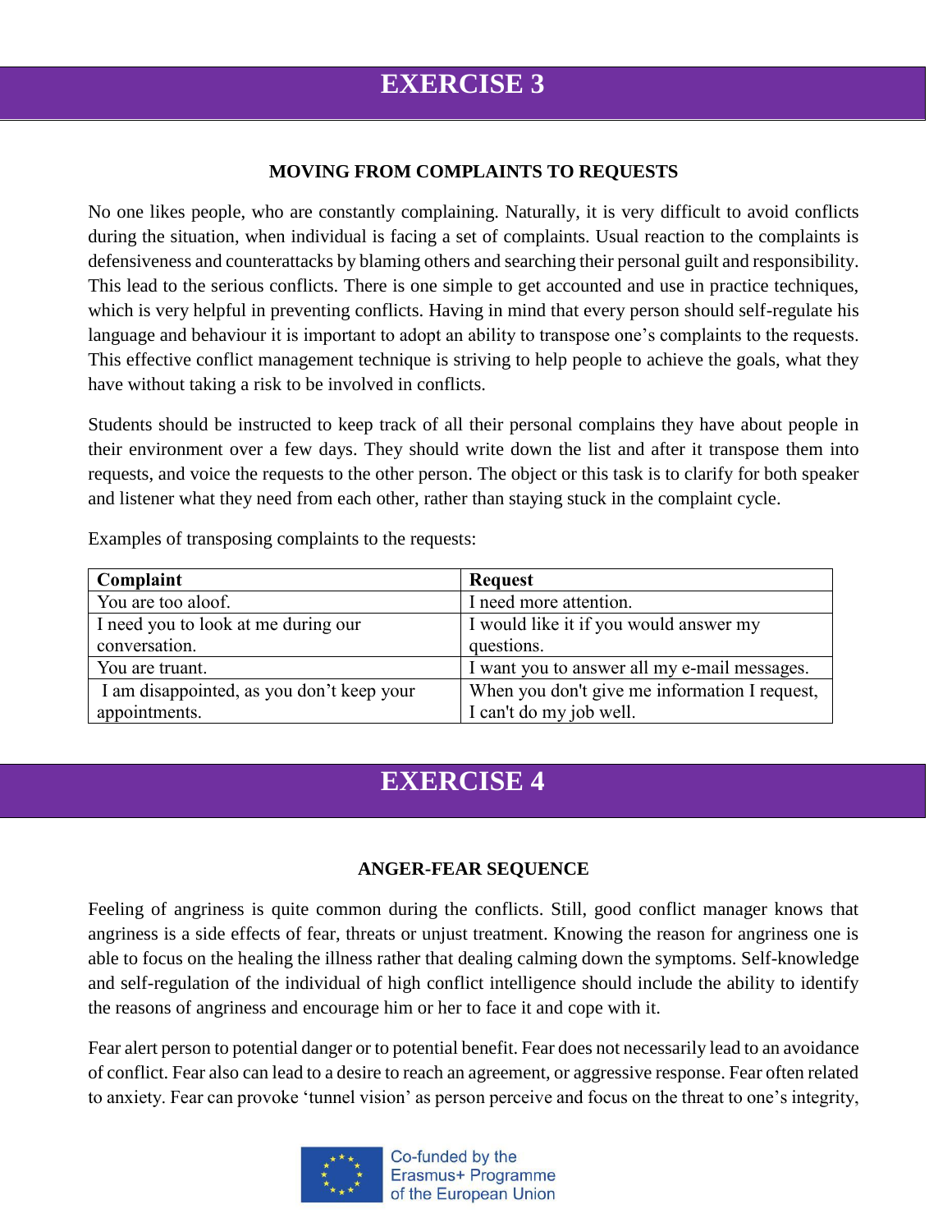# EXERCISE 3

### MOVING FROM COMPLAINTS TO REQUESTS

No one likes people, who are constantly complaining. Naturally, it is very difficult to avoid conflicts during the situation, when individual is facing a set of complaints. Usual reaction to the complaints is defensiveness and counterattacks by blaming others and searching their personal guilt and responsibility. This lead to the serious conflicts. There is one simple to get accounted and use in practice techniques, which is very helpful in preventing conflicts. Having in mind that every person should self-regulate his language and behaviour it is important to adopt an ability to transpose one's complaints to the requests. This effective conflict management technique is striving to help people to achieve the goals, what they have without taking a risk to be involved in conflicts.

Students should be instructed to keep track of all their personal complains they have about people in their environment over a few days. They should write down the list and after it transpose them into requests, and voice the requests to the other person. The object or this task is to clarify for both speaker and listener what they need from each other, rather than staying stuck in the complaint cycle.

Examples of transposing complaints to the requests:

| Complaint | Request |
|---|---|
| You are too aloof. | I need more attention. |
| I need you to look at me during our conversation. | I would like it if you would answer my questions. |
| You are truant. | I want you to answer all my e-mail messages. |
| I am disappointed, as you don't keep your appointments. | When you don't give me information I request, I can't do my job well. |

# EXERCISE 4

### ANGER-FEAR SEQUENCE

Feeling of angriness is quite common during the conflicts. Still, good conflict manager knows that angriness is a side effects of fear, threats or unjust treatment. Knowing the reason for angriness one is able to focus on the healing the illness rather that dealing calming down the symptoms. Self-knowledge and self-regulation of the individual of high conflict intelligence should include the ability to identify the reasons of angriness and encourage him or her to face it and cope with it.

Fear alert person to potential danger or to potential benefit. Fear does not necessarily lead to an avoidance of conflict. Fear also can lead to a desire to reach an agreement, or aggressive response. Fear often related to anxiety. Fear can provoke 'tunnel vision' as person perceive and focus on the threat to one's integrity,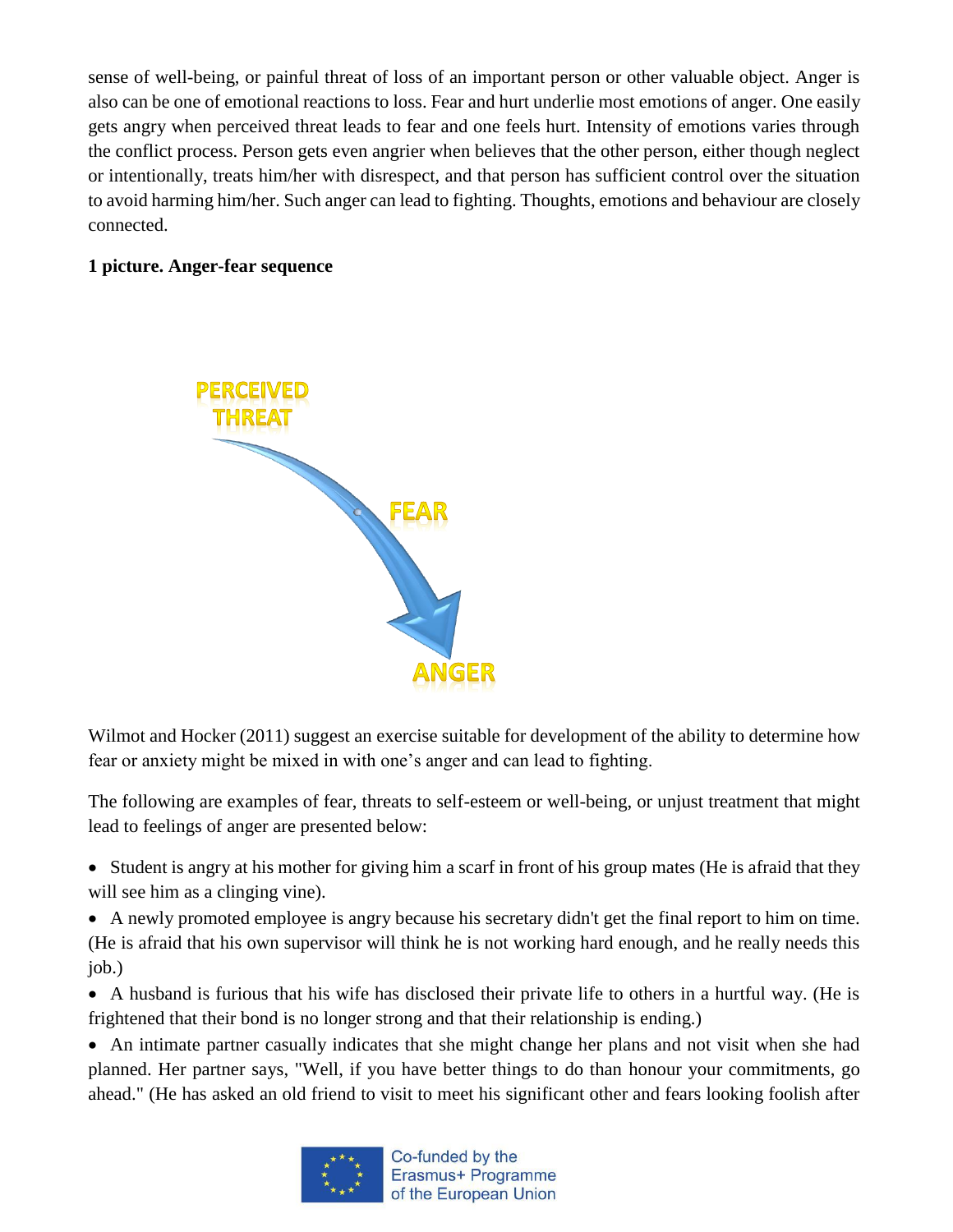sense of well-being, or painful threat of loss of an important person or other valuable object. Anger is also can be one of emotional reactions to loss. Fear and hurt underlie most emotions of anger. One easily gets angry when perceived threat leads to fear and one feels hurt. Intensity of emotions varies through the conflict process. Person gets even angrier when believes that the other person, either though neglect or intentionally, treats him/her with disrespect, and that person has sufficient control over the situation to avoid harming him/her. Such anger can lead to fighting. Thoughts, emotions and behaviour are closely connected.

**1 picture. Anger-fear sequence**

PERCEIVED THREAT

FEAR

ANGER

Wilmot and Hocker (2011) suggest an exercise suitable for development of the ability to determine how fear or anxiety might be mixed in with one's anger and can lead to fighting.

The following are examples of fear, threats to self-esteem or well-being, or unjust treatment that might lead to feelings of anger are presented below:

- Student is angry at his mother for giving him a scarf in front of his group mates (He is afraid that they will see him as a clinging vine).
- A newly promoted employee is angry because his secretary didn't get the final report to him on time. (He is afraid that his own supervisor will think he is not working hard enough, and he really needs this job.)
- A husband is furious that his wife has disclosed their private life to others in a hurtful way. (He is frightened that their bond is no longer strong and that their relationship is ending.)
- An intimate partner casually indicates that she might change her plans and not visit when she had planned. Her partner says, "Well, if you have better things to do than honour your commitments, go ahead." (He has asked an old friend to visit to meet his significant other and fears looking foolish after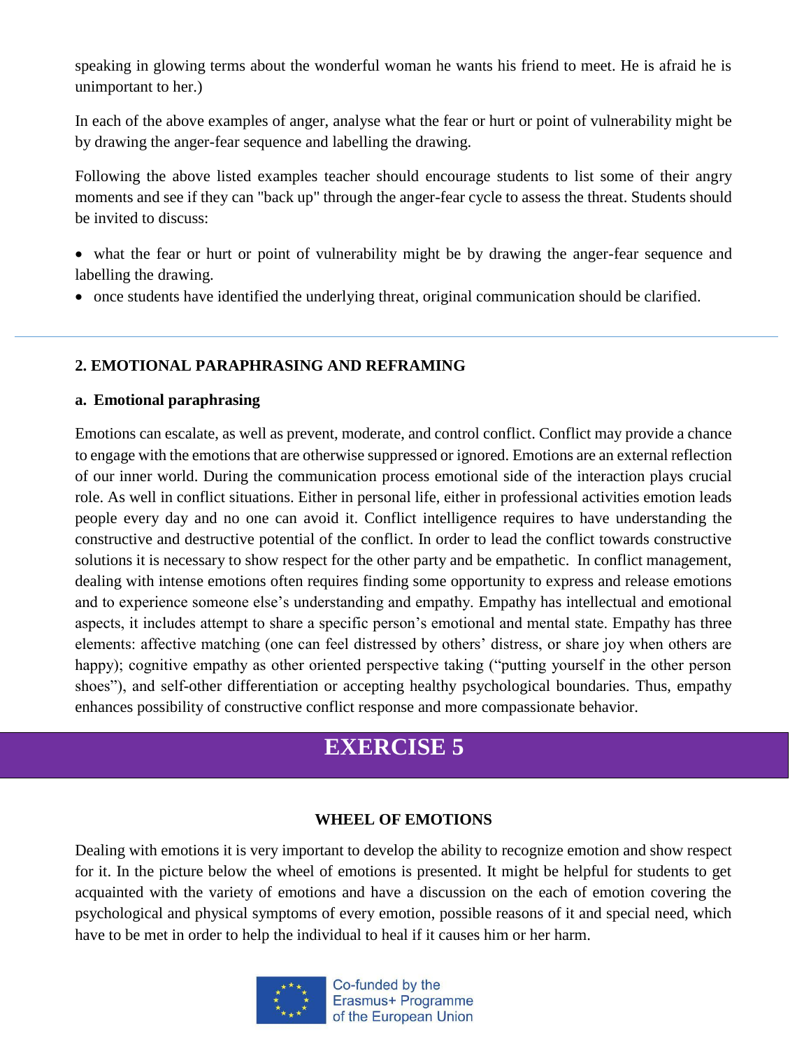speaking in glowing terms about the wonderful woman he wants his friend to meet. He is afraid he is unimportant to her.)

In each of the above examples of anger, analyse what the fear or hurt or point of vulnerability might be by drawing the anger-fear sequence and labelling the drawing.

Following the above listed examples teacher should encourage students to list some of their angry moments and see if they can "back up" through the anger-fear cycle to assess the threat. Students should be invited to discuss:

- what the fear or hurt or point of vulnerability might be by drawing the anger-fear sequence and labelling the drawing.
- once students have identified the underlying threat, original communication should be clarified.

---

## 2. EMOTIONAL PARAPHRASING AND REFRAMING

### a. Emotional paraphrasing

Emotions can escalate, as well as prevent, moderate, and control conflict. Conflict may provide a chance to engage with the emotions that are otherwise suppressed or ignored. Emotions are an external reflection of our inner world. During the communication process emotional side of the interaction plays crucial role. As well in conflict situations. Either in personal life, either in professional activities emotion leads people every day and no one can avoid it. Conflict intelligence requires to have understanding the constructive and destructive potential of the conflict. In order to lead the conflict towards constructive solutions it is necessary to show respect for the other party and be empathetic. In conflict management, dealing with intense emotions often requires finding some opportunity to express and release emotions and to experience someone else's understanding and empathy. Empathy has intellectual and emotional aspects, it includes attempt to share a specific person's emotional and mental state. Empathy has three elements: affective matching (one can feel distressed by others' distress, or share joy when others are happy); cognitive empathy as other oriented perspective taking ("putting yourself in the other person shoes"), and self-other differentiation or accepting healthy psychological boundaries. Thus, empathy enhances possibility of constructive conflict response and more compassionate behavior.

# EXERCISE 5

### WHEEL OF EMOTIONS

Dealing with emotions it is very important to develop the ability to recognize emotion and show respect for it. In the picture below the wheel of emotions is presented. It might be helpful for students to get acquainted with the variety of emotions and have a discussion on the each of emotion covering the psychological and physical symptoms of every emotion, possible reasons of it and special need, which have to be met in order to help the individual to heal if it causes him or her harm.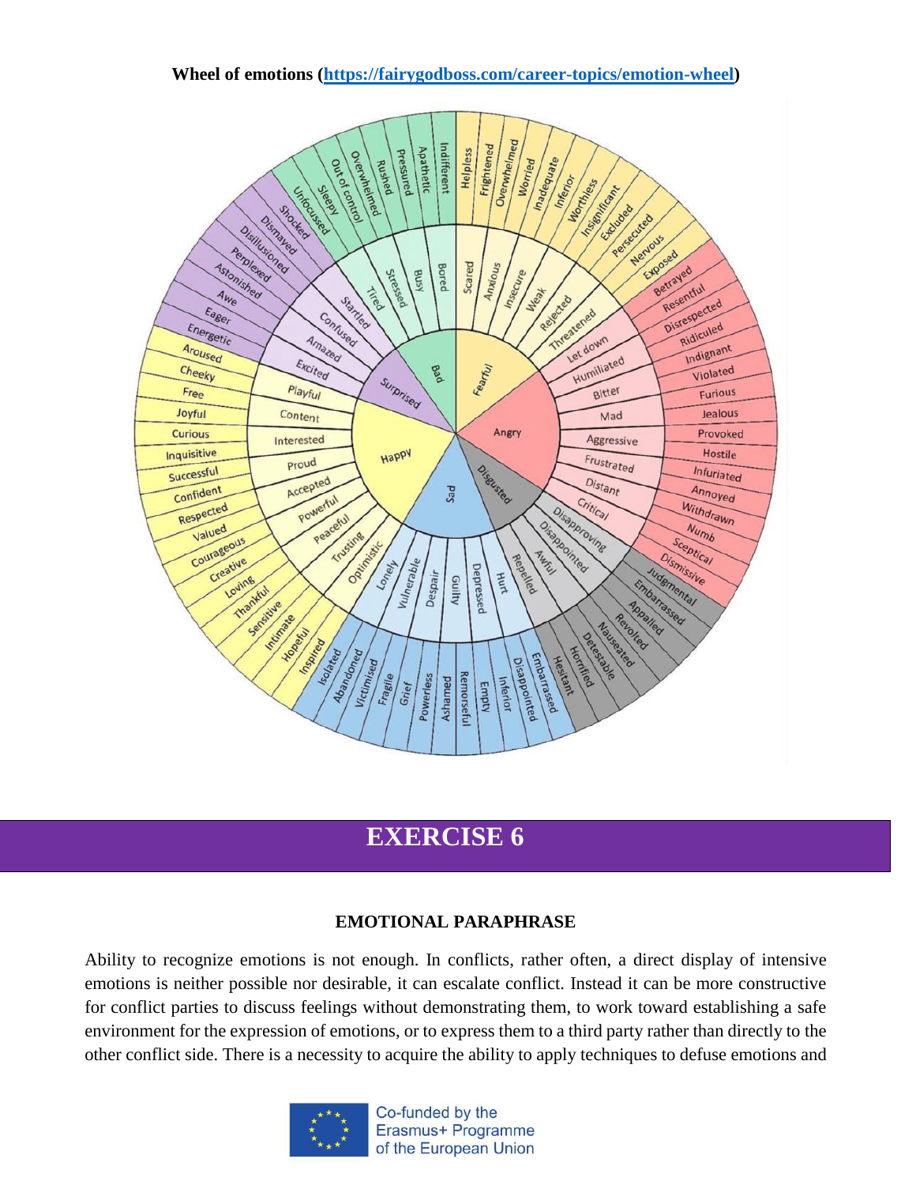**Wheel of emotions ([https://fairygodboss.com/career-topics/emotion-wheel](https://fairygodboss.com/career-topics/emotion-wheel))**

# EXERCISE 6

### EMOTIONAL PARAPHRASE

Ability to recognize emotions is not enough. In conflicts, rather often, a direct display of intensive emotions is neither possible nor desirable, it can escalate conflict. Instead it can be more constructive for conflict parties to discuss feelings without demonstrating them, to work toward establishing a safe environment for the expression of emotions, or to express them to a third party rather than directly to the other conflict side. There is a necessity to acquire the ability to apply techniques to defuse emotions and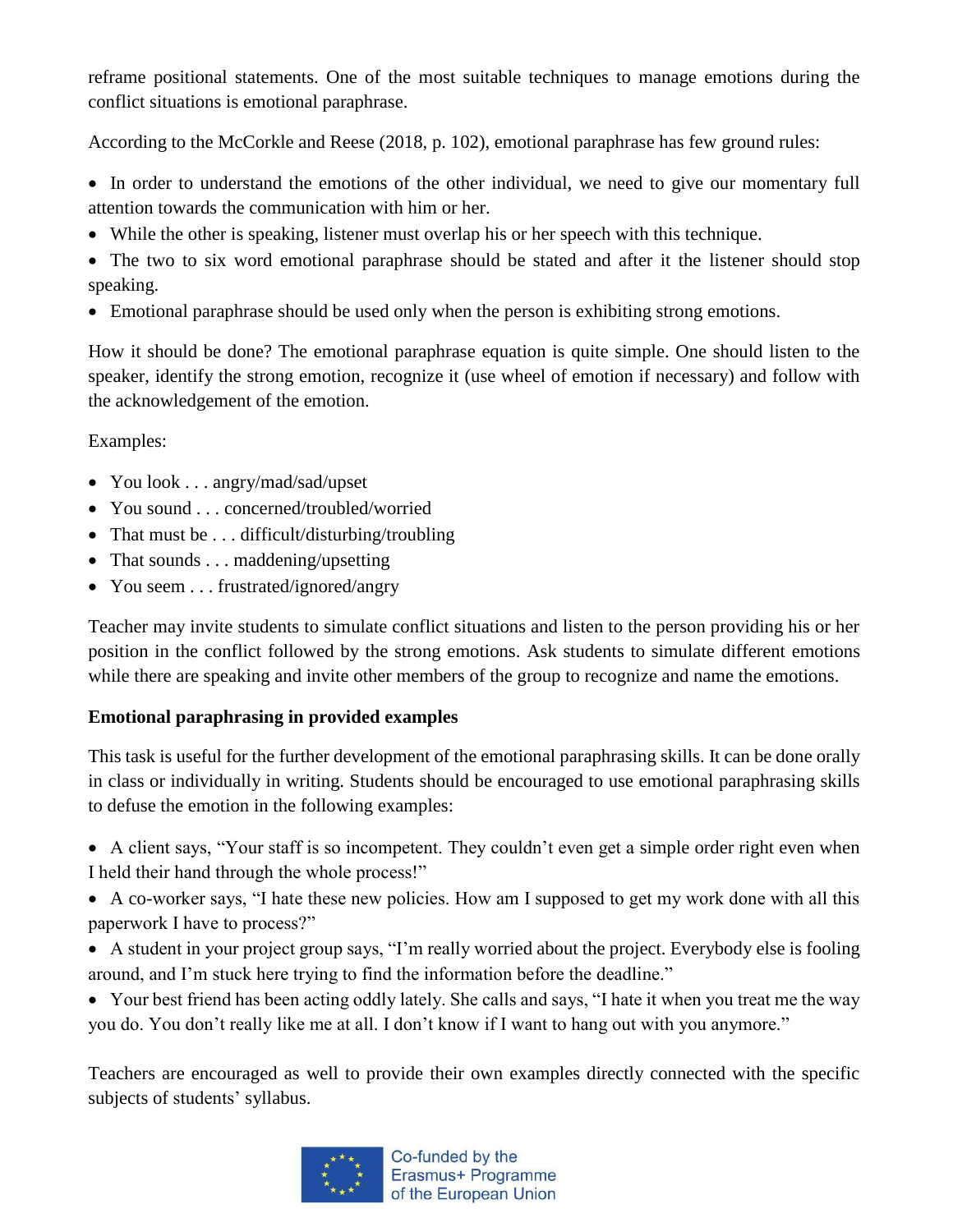reframe positional statements. One of the most suitable techniques to manage emotions during the conflict situations is emotional paraphrase.

According to the McCorkle and Reese (2018, p. 102), emotional paraphrase has few ground rules:

- In order to understand the emotions of the other individual, we need to give our momentary full attention towards the communication with him or her.
- While the other is speaking, listener must overlap his or her speech with this technique.
- The two to six word emotional paraphrase should be stated and after it the listener should stop speaking.
- Emotional paraphrase should be used only when the person is exhibiting strong emotions.

How it should be done? The emotional paraphrase equation is quite simple. One should listen to the speaker, identify the strong emotion, recognize it (use wheel of emotion if necessary) and follow with the acknowledgement of the emotion.

Examples:

- You look . . . angry/mad/sad/upset
- You sound . . . concerned/troubled/worried
- That must be . . . difficult/disturbing/troubling
- That sounds . . . maddening/upsetting
- You seem . . . frustrated/ignored/angry

Teacher may invite students to simulate conflict situations and listen to the person providing his or her position in the conflict followed by the strong emotions. Ask students to simulate different emotions while there are speaking and invite other members of the group to recognize and name the emotions.

**Emotional paraphrasing in provided examples**

This task is useful for the further development of the emotional paraphrasing skills. It can be done orally in class or individually in writing. Students should be encouraged to use emotional paraphrasing skills to defuse the emotion in the following examples:

- A client says, "Your staff is so incompetent. They couldn't even get a simple order right even when I held their hand through the whole process!"
- A co-worker says, "I hate these new policies. How am I supposed to get my work done with all this paperwork I have to process?"
- A student in your project group says, "I'm really worried about the project. Everybody else is fooling around, and I'm stuck here trying to find the information before the deadline."
- Your best friend has been acting oddly lately. She calls and says, "I hate it when you treat me the way you do. You don't really like me at all. I don't know if I want to hang out with you anymore."

Teachers are encouraged as well to provide their own examples directly connected with the specific subjects of students' syllabus.

Co-funded by the Erasmus+ Programme of the European Union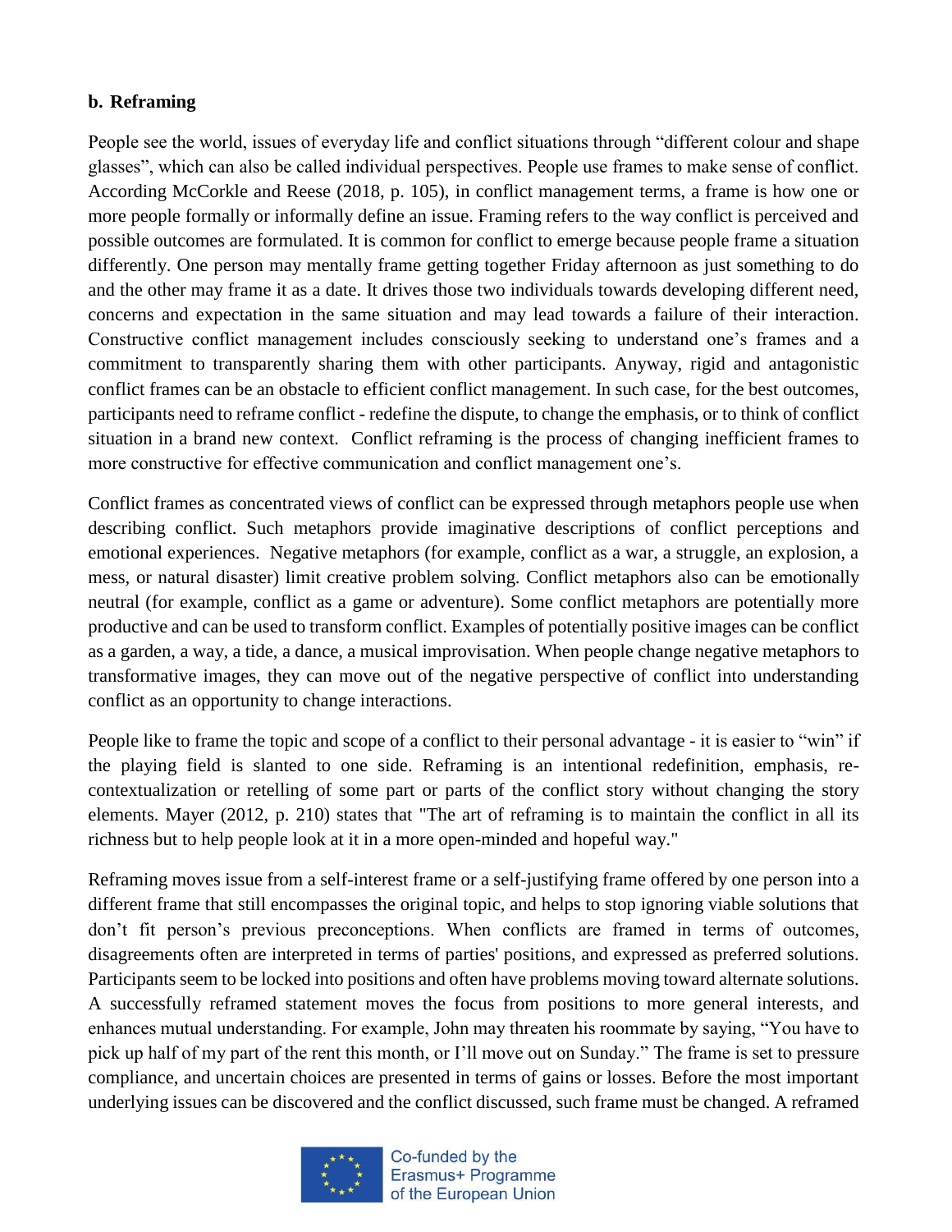### b. Reframing

People see the world, issues of everyday life and conflict situations through "different colour and shape glasses", which can also be called individual perspectives. People use frames to make sense of conflict. According McCorkle and Reese (2018, p. 105), in conflict management terms, a frame is how one or more people formally or informally define an issue. Framing refers to the way conflict is perceived and possible outcomes are formulated. It is common for conflict to emerge because people frame a situation differently. One person may mentally frame getting together Friday afternoon as just something to do and the other may frame it as a date. It drives those two individuals towards developing different need, concerns and expectation in the same situation and may lead towards a failure of their interaction. Constructive conflict management includes consciously seeking to understand one's frames and a commitment to transparently sharing them with other participants. Anyway, rigid and antagonistic conflict frames can be an obstacle to efficient conflict management. In such case, for the best outcomes, participants need to reframe conflict - redefine the dispute, to change the emphasis, or to think of conflict situation in a brand new context. Conflict reframing is the process of changing inefficient frames to more constructive for effective communication and conflict management one's.

Conflict frames as concentrated views of conflict can be expressed through metaphors people use when describing conflict. Such metaphors provide imaginative descriptions of conflict perceptions and emotional experiences. Negative metaphors (for example, conflict as a war, a struggle, an explosion, a mess, or natural disaster) limit creative problem solving. Conflict metaphors also can be emotionally neutral (for example, conflict as a game or adventure). Some conflict metaphors are potentially more productive and can be used to transform conflict. Examples of potentially positive images can be conflict as a garden, a way, a tide, a dance, a musical improvisation. When people change negative metaphors to transformative images, they can move out of the negative perspective of conflict into understanding conflict as an opportunity to change interactions.

People like to frame the topic and scope of a conflict to their personal advantage - it is easier to "win" if the playing field is slanted to one side. Reframing is an intentional redefinition, emphasis, re-contextualization or retelling of some part or parts of the conflict story without changing the story elements. Mayer (2012, p. 210) states that "The art of reframing is to maintain the conflict in all its richness but to help people look at it in a more open-minded and hopeful way."

Reframing moves issue from a self-interest frame or a self-justifying frame offered by one person into a different frame that still encompasses the original topic, and helps to stop ignoring viable solutions that don't fit person's previous preconceptions. When conflicts are framed in terms of outcomes, disagreements often are interpreted in terms of parties' positions, and expressed as preferred solutions. Participants seem to be locked into positions and often have problems moving toward alternate solutions. A successfully reframed statement moves the focus from positions to more general interests, and enhances mutual understanding. For example, John may threaten his roommate by saying, "You have to pick up half of my part of the rent this month, or I'll move out on Sunday." The frame is set to pressure compliance, and uncertain choices are presented in terms of gains or losses. Before the most important underlying issues can be discovered and the conflict discussed, such frame must be changed. A reframed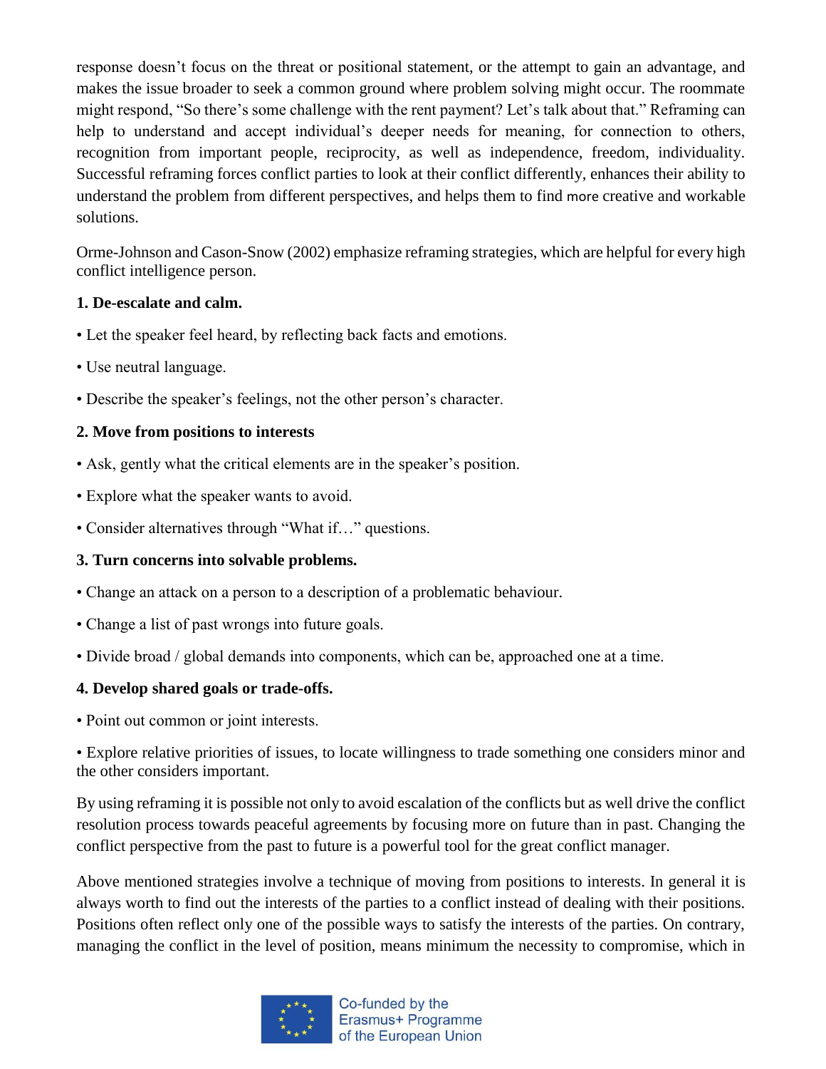response doesn't focus on the threat or positional statement, or the attempt to gain an advantage, and makes the issue broader to seek a common ground where problem solving might occur. The roommate might respond, "So there's some challenge with the rent payment? Let's talk about that." Reframing can help to understand and accept individual's deeper needs for meaning, for connection to others, recognition from important people, reciprocity, as well as independence, freedom, individuality. Successful reframing forces conflict parties to look at their conflict differently, enhances their ability to understand the problem from different perspectives, and helps them to find more creative and workable solutions.

Orme-Johnson and Cason-Snow (2002) emphasize reframing strategies, which are helpful for every high conflict intelligence person.

**1. De-escalate and calm.**

- Let the speaker feel heard, by reflecting back facts and emotions.
- Use neutral language.
- Describe the speaker's feelings, not the other person's character.

**2. Move from positions to interests**

- Ask, gently what the critical elements are in the speaker's position.
- Explore what the speaker wants to avoid.
- Consider alternatives through "What if…" questions.

**3. Turn concerns into solvable problems.**

- Change an attack on a person to a description of a problematic behaviour.
- Change a list of past wrongs into future goals.
- Divide broad / global demands into components, which can be, approached one at a time.

**4. Develop shared goals or trade-offs.**

- Point out common or joint interests.
- Explore relative priorities of issues, to locate willingness to trade something one considers minor and the other considers important.

By using reframing it is possible not only to avoid escalation of the conflicts but as well drive the conflict resolution process towards peaceful agreements by focusing more on future than in past. Changing the conflict perspective from the past to future is a powerful tool for the great conflict manager.

Above mentioned strategies involve a technique of moving from positions to interests. In general it is always worth to find out the interests of the parties to a conflict instead of dealing with their positions. Positions often reflect only one of the possible ways to satisfy the interests of the parties. On contrary, managing the conflict in the level of position, means minimum the necessity to compromise, which in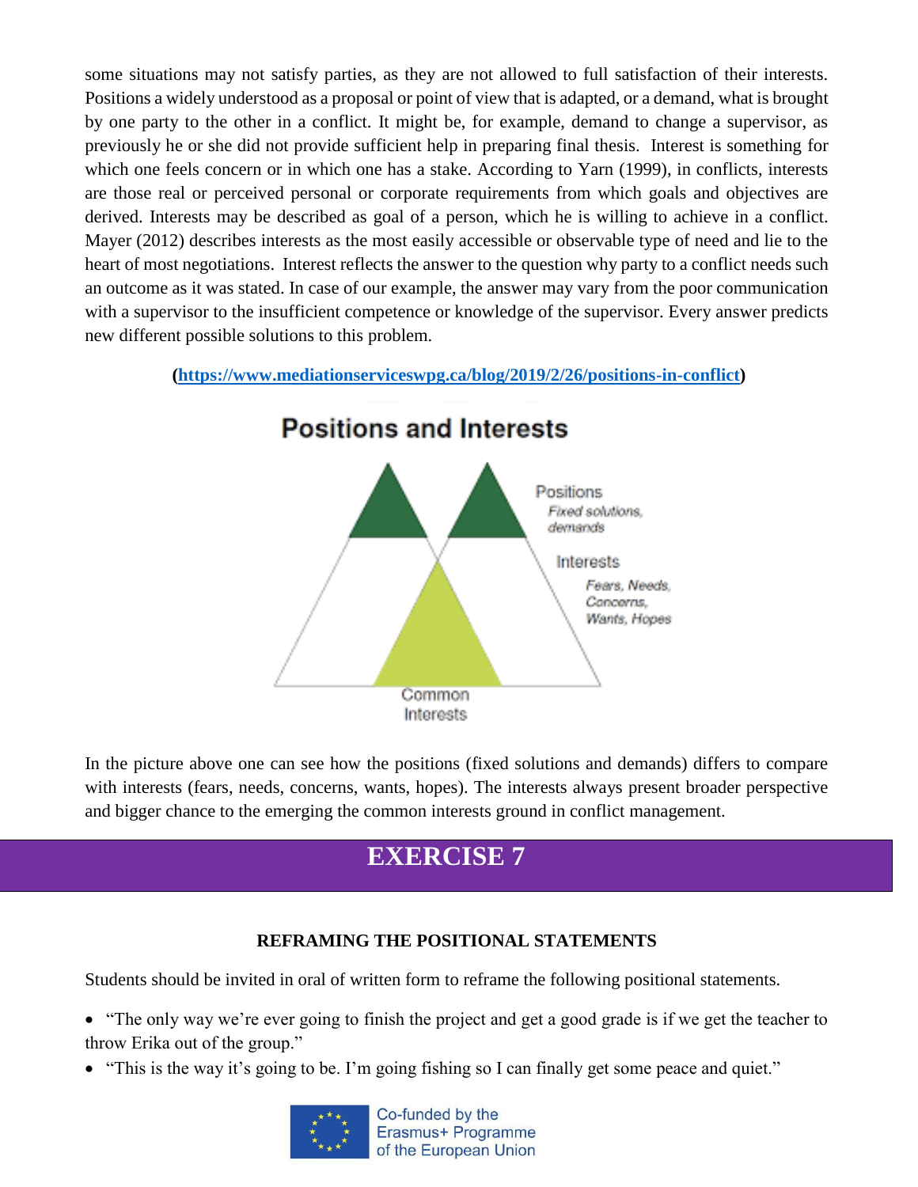some situations may not satisfy parties, as they are not allowed to full satisfaction of their interests. Positions a widely understood as a proposal or point of view that is adapted, or a demand, what is brought by one party to the other in a conflict. It might be, for example, demand to change a supervisor, as previously he or she did not provide sufficient help in preparing final thesis. Interest is something for which one feels concern or in which one has a stake. According to Yarn (1999), in conflicts, interests are those real or perceived personal or corporate requirements from which goals and objectives are derived. Interests may be described as goal of a person, which he is willing to achieve in a conflict. Mayer (2012) describes interests as the most easily accessible or observable type of need and lie to the heart of most negotiations. Interest reflects the answer to the question why party to a conflict needs such an outcome as it was stated. In case of our example, the answer may vary from the poor communication with a supervisor to the insufficient competence or knowledge of the supervisor. Every answer predicts new different possible solutions to this problem.

**([https://www.mediationserviceswpg.ca/blog/2019/2/26/positions-in-conflict](https://www.mediationserviceswpg.ca/blog/2019/2/26/positions-in-conflict))**

Positions and Interests

Positions
*Fixed solutions, demands*

Interests
*Fears, Needs, Concerns, Wants, Hopes*

Common Interests

In the picture above one can see how the positions (fixed solutions and demands) differs to compare with interests (fears, needs, concerns, wants, hopes). The interests always present broader perspective and bigger chance to the emerging the common interests ground in conflict management.

## EXERCISE 7

### REFRAMING THE POSITIONAL STATEMENTS

Students should be invited in oral of written form to reframe the following positional statements.

- "The only way we're ever going to finish the project and get a good grade is if we get the teacher to throw Erika out of the group."
- "This is the way it's going to be. I'm going fishing so I can finally get some peace and quiet."

Co-funded by the Erasmus+ Programme of the European Union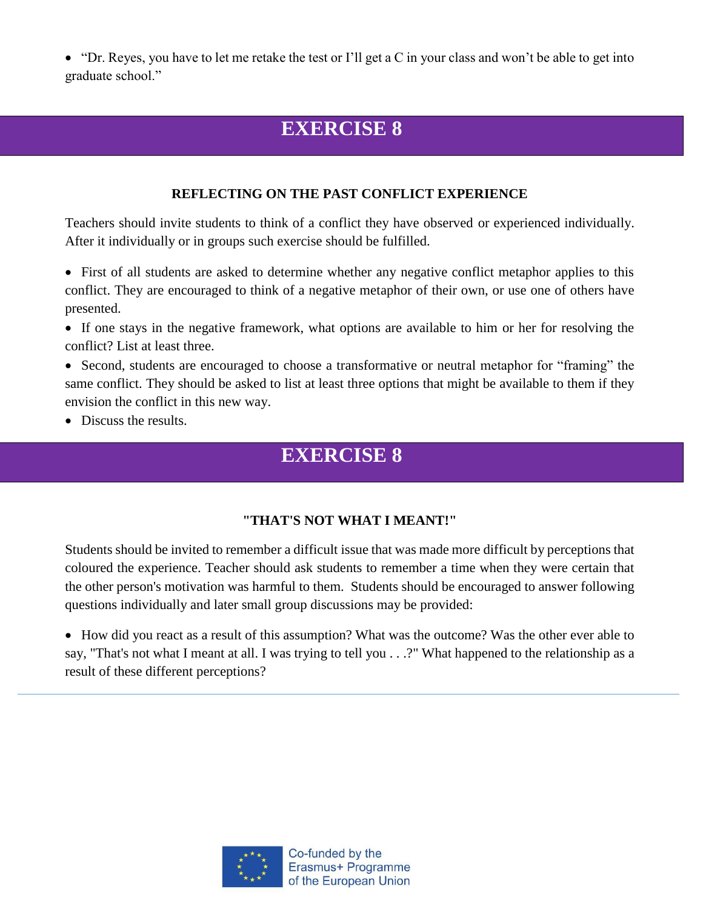- “Dr. Reyes, you have to let me retake the test or I’ll get a C in your class and won’t be able to get into graduate school.”

# EXERCISE 8

### REFLECTING ON THE PAST CONFLICT EXPERIENCE

Teachers should invite students to think of a conflict they have observed or experienced individually. After it individually or in groups such exercise should be fulfilled.

- First of all students are asked to determine whether any negative conflict metaphor applies to this conflict. They are encouraged to think of a negative metaphor of their own, or use one of others have presented.
- If one stays in the negative framework, what options are available to him or her for resolving the conflict? List at least three.
- Second, students are encouraged to choose a transformative or neutral metaphor for “framing” the same conflict. They should be asked to list at least three options that might be available to them if they envision the conflict in this new way.
- Discuss the results.

# EXERCISE 8

### "THAT'S NOT WHAT I MEANT!"

Students should be invited to remember a difficult issue that was made more difficult by perceptions that coloured the experience. Teacher should ask students to remember a time when they were certain that the other person's motivation was harmful to them. Students should be encouraged to answer following questions individually and later small group discussions may be provided:

- How did you react as a result of this assumption? What was the outcome? Was the other ever able to say, "That's not what I meant at all. I was trying to tell you . . .?" What happened to the relationship as a result of these different perceptions?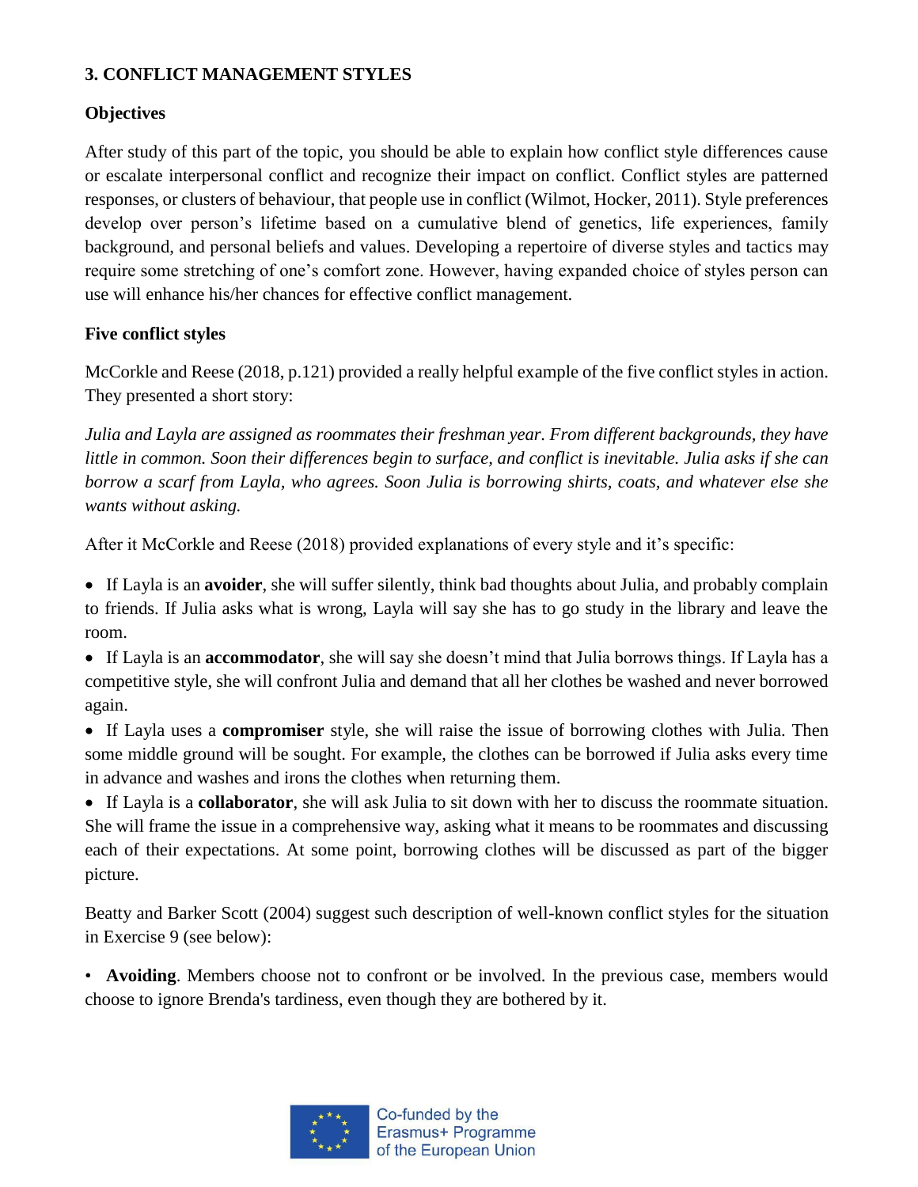## 3. CONFLICT MANAGEMENT STYLES

### Objectives

After study of this part of the topic, you should be able to explain how conflict style differences cause or escalate interpersonal conflict and recognize their impact on conflict. Conflict styles are patterned responses, or clusters of behaviour, that people use in conflict (Wilmot, Hocker, 2011). Style preferences develop over person's lifetime based on a cumulative blend of genetics, life experiences, family background, and personal beliefs and values. Developing a repertoire of diverse styles and tactics may require some stretching of one's comfort zone. However, having expanded choice of styles person can use will enhance his/her chances for effective conflict management.

### Five conflict styles

McCorkle and Reese (2018, p.121) provided a really helpful example of the five conflict styles in action. They presented a short story:

*Julia and Layla are assigned as roommates their freshman year. From different backgrounds, they have little in common. Soon their differences begin to surface, and conflict is inevitable. Julia asks if she can borrow a scarf from Layla, who agrees. Soon Julia is borrowing shirts, coats, and whatever else she wants without asking.*

After it McCorkle and Reese (2018) provided explanations of every style and it's specific:

- If Layla is an **avoider**, she will suffer silently, think bad thoughts about Julia, and probably complain to friends. If Julia asks what is wrong, Layla will say she has to go study in the library and leave the room.
- If Layla is an **accommodator**, she will say she doesn't mind that Julia borrows things. If Layla has a competitive style, she will confront Julia and demand that all her clothes be washed and never borrowed again.
- If Layla uses a **compromiser** style, she will raise the issue of borrowing clothes with Julia. Then some middle ground will be sought. For example, the clothes can be borrowed if Julia asks every time in advance and washes and irons the clothes when returning them.
- If Layla is a **collaborator**, she will ask Julia to sit down with her to discuss the roommate situation. She will frame the issue in a comprehensive way, asking what it means to be roommates and discussing each of their expectations. At some point, borrowing clothes will be discussed as part of the bigger picture.

Beatty and Barker Scott (2004) suggest such description of well-known conflict styles for the situation in Exercise 9 (see below):

- **Avoiding**. Members choose not to confront or be involved. In the previous case, members would choose to ignore Brenda's tardiness, even though they are bothered by it.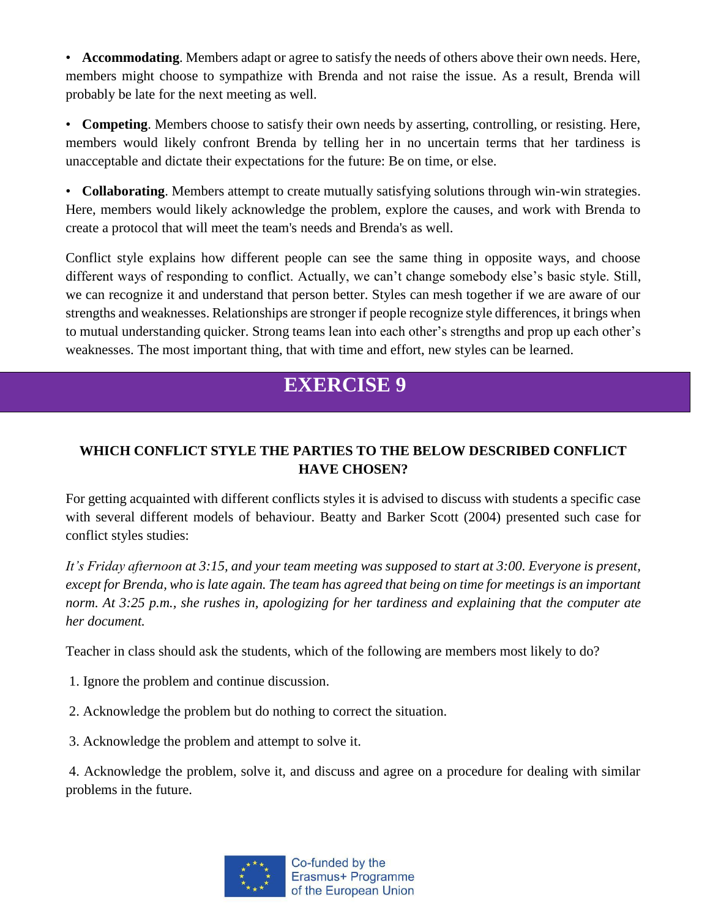- **Accommodating**. Members adapt or agree to satisfy the needs of others above their own needs. Here, members might choose to sympathize with Brenda and not raise the issue. As a result, Brenda will probably be late for the next meeting as well.

- **Competing**. Members choose to satisfy their own needs by asserting, controlling, or resisting. Here, members would likely confront Brenda by telling her in no uncertain terms that her tardiness is unacceptable and dictate their expectations for the future: Be on time, or else.

- **Collaborating**. Members attempt to create mutually satisfying solutions through win-win strategies. Here, members would likely acknowledge the problem, explore the causes, and work with Brenda to create a protocol that will meet the team's needs and Brenda's as well.

Conflict style explains how different people can see the same thing in opposite ways, and choose different ways of responding to conflict. Actually, we can't change somebody else's basic style. Still, we can recognize it and understand that person better. Styles can mesh together if we are aware of our strengths and weaknesses. Relationships are stronger if people recognize style differences, it brings when to mutual understanding quicker. Strong teams lean into each other's strengths and prop up each other's weaknesses. The most important thing, that with time and effort, new styles can be learned.

# EXERCISE 9

### WHICH CONFLICT STYLE THE PARTIES TO THE BELOW DESCRIBED CONFLICT HAVE CHOSEN?

For getting acquainted with different conflicts styles it is advised to discuss with students a specific case with several different models of behaviour. Beatty and Barker Scott (2004) presented such case for conflict styles studies:

*It's Friday afternoon at 3:15, and your team meeting was supposed to start at 3:00. Everyone is present, except for Brenda, who is late again. The team has agreed that being on time for meetings is an important norm. At 3:25 p.m., she rushes in, apologizing for her tardiness and explaining that the computer ate her document.*

Teacher in class should ask the students, which of the following are members most likely to do?

1. Ignore the problem and continue discussion.
2. Acknowledge the problem but do nothing to correct the situation.
3. Acknowledge the problem and attempt to solve it.
4. Acknowledge the problem, solve it, and discuss and agree on a procedure for dealing with similar problems in the future.

Co-funded by the Erasmus+ Programme of the European Union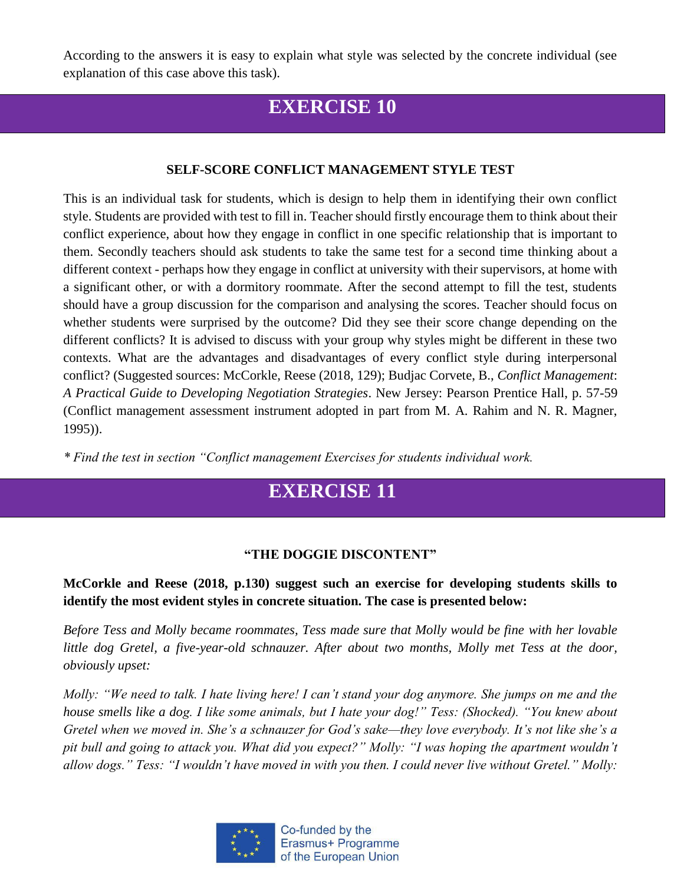According to the answers it is easy to explain what style was selected by the concrete individual (see explanation of this case above this task).

# EXERCISE 10

**SELF-SCORE CONFLICT MANAGEMENT STYLE TEST**

This is an individual task for students, which is design to help them in identifying their own conflict style. Students are provided with test to fill in. Teacher should firstly encourage them to think about their conflict experience, about how they engage in conflict in one specific relationship that is important to them. Secondly teachers should ask students to take the same test for a second time thinking about a different context - perhaps how they engage in conflict at university with their supervisors, at home with a significant other, or with a dormitory roommate. After the second attempt to fill the test, students should have a group discussion for the comparison and analysing the scores. Teacher should focus on whether students were surprised by the outcome? Did they see their score change depending on the different conflicts? It is advised to discuss with your group why styles might be different in these two contexts. What are the advantages and disadvantages of every conflict style during interpersonal conflict? (Suggested sources: McCorkle, Reese (2018, 129); Budjac Corvete, B., *Conflict Management*: *A Practical Guide to Developing Negotiation Strategies*. New Jersey: Pearson Prentice Hall, p. 57-59 (Conflict management assessment instrument adopted in part from M. A. Rahim and N. R. Magner, 1995)).

*\* Find the test in section "Conflict management Exercises for students individual work.*

# EXERCISE 11

**"THE DOGGIE DISCONTENT"**

**McCorkle and Reese (2018, p.130) suggest such an exercise for developing students skills to identify the most evident styles in concrete situation. The case is presented below:**

*Before Tess and Molly became roommates, Tess made sure that Molly would be fine with her lovable little dog Gretel, a five-year-old schnauzer. After about two months, Molly met Tess at the door, obviously upset:*

*Molly: "We need to talk. I hate living here! I can't stand your dog anymore. She jumps on me and the house smells like a dog. I like some animals, but I hate your dog!" Tess: (Shocked). "You knew about Gretel when we moved in. She's a schnauzer for God's sake—they love everybody. It's not like she's a pit bull and going to attack you. What did you expect?" Molly: "I was hoping the apartment wouldn't allow dogs." Tess: "I wouldn't have moved in with you then. I could never live without Gretel." Molly:*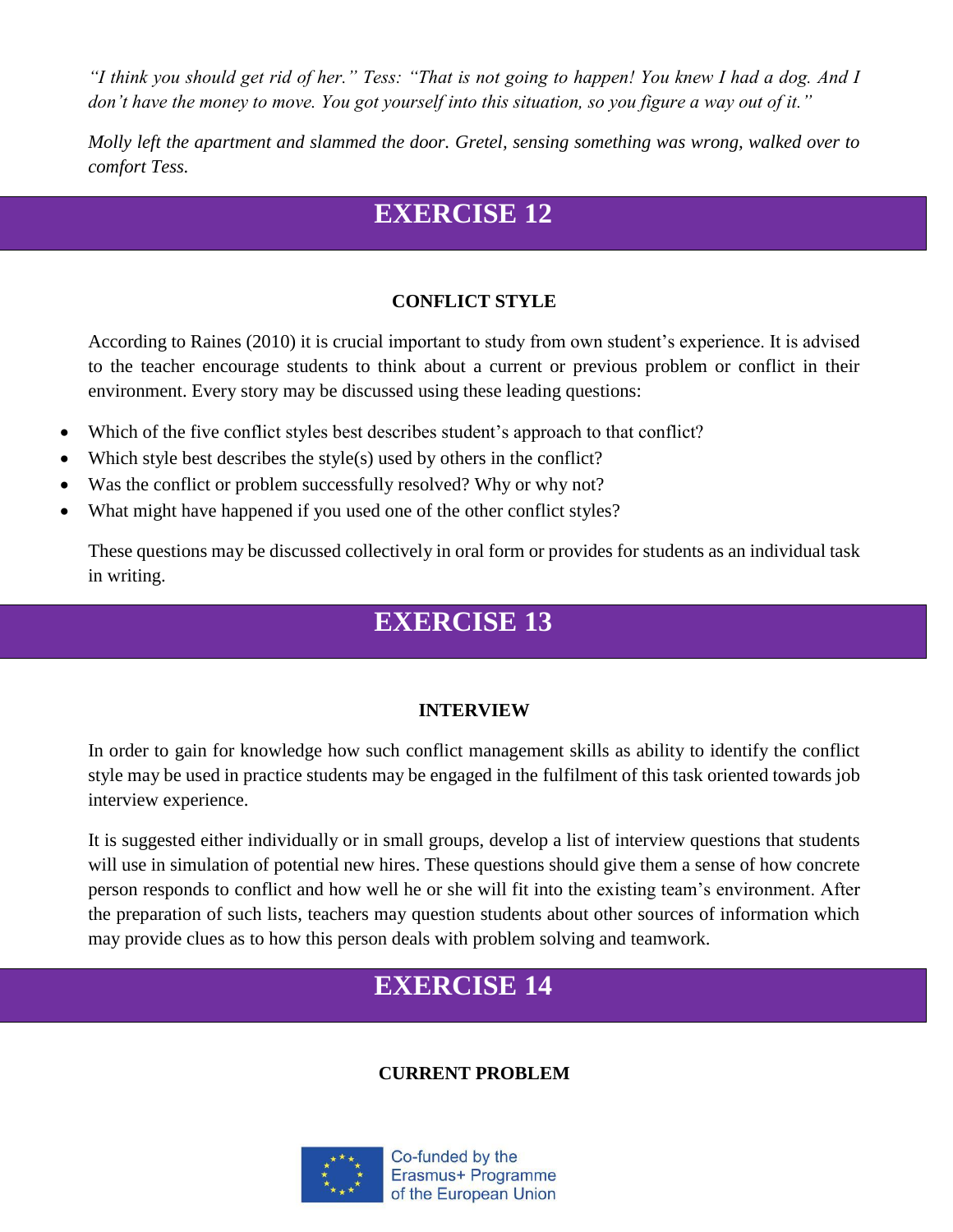*"I think you should get rid of her." Tess: "That is not going to happen! You knew I had a dog. And I don't have the money to move. You got yourself into this situation, so you figure a way out of it."*

*Molly left the apartment and slammed the door. Gretel, sensing something was wrong, walked over to comfort Tess.*

# EXERCISE 12

**CONFLICT STYLE**

According to Raines (2010) it is crucial important to study from own student's experience. It is advised to the teacher encourage students to think about a current or previous problem or conflict in their environment. Every story may be discussed using these leading questions:

- Which of the five conflict styles best describes student's approach to that conflict?
- Which style best describes the style(s) used by others in the conflict?
- Was the conflict or problem successfully resolved? Why or why not?
- What might have happened if you used one of the other conflict styles?

These questions may be discussed collectively in oral form or provides for students as an individual task in writing.

# EXERCISE 13

**INTERVIEW**

In order to gain for knowledge how such conflict management skills as ability to identify the conflict style may be used in practice students may be engaged in the fulfilment of this task oriented towards job interview experience.

It is suggested either individually or in small groups, develop a list of interview questions that students will use in simulation of potential new hires. These questions should give them a sense of how concrete person responds to conflict and how well he or she will fit into the existing team's environment. After the preparation of such lists, teachers may question students about other sources of information which may provide clues as to how this person deals with problem solving and teamwork.

# EXERCISE 14

**CURRENT PROBLEM**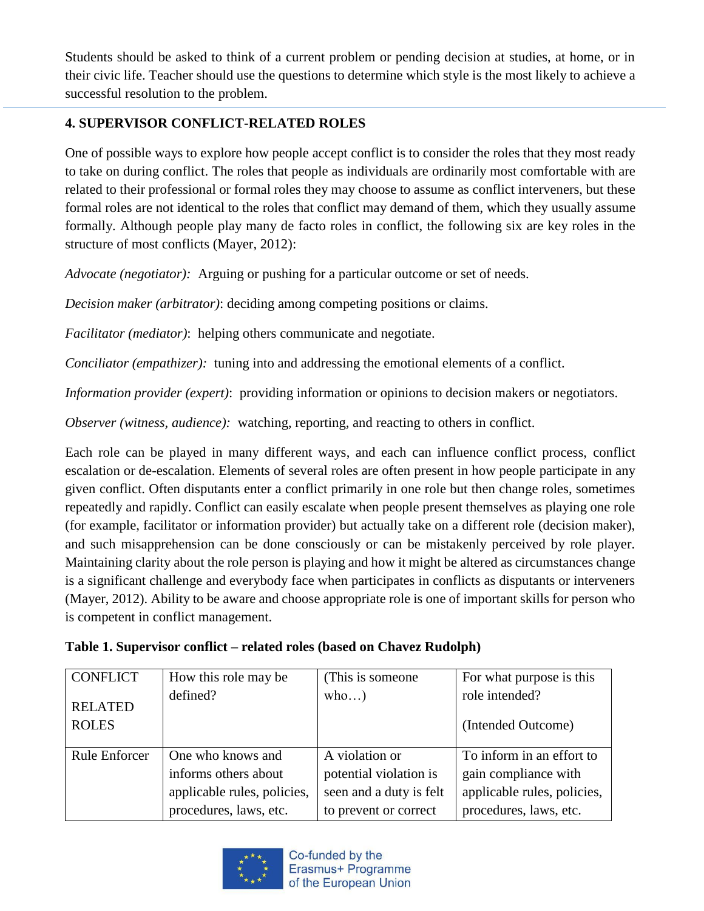Students should be asked to think of a current problem or pending decision at studies, at home, or in their civic life. Teacher should use the questions to determine which style is the most likely to achieve a successful resolution to the problem.

## 4. SUPERVISOR CONFLICT-RELATED ROLES

One of possible ways to explore how people accept conflict is to consider the roles that they most ready to take on during conflict. The roles that people as individuals are ordinarily most comfortable with are related to their professional or formal roles they may choose to assume as conflict interveners, but these formal roles are not identical to the roles that conflict may demand of them, which they usually assume formally. Although people play many de facto roles in conflict, the following six are key roles in the structure of most conflicts (Mayer, 2012):

*Advocate (negotiator):* Arguing or pushing for a particular outcome or set of needs.

*Decision maker (arbitrator)*: deciding among competing positions or claims.

*Facilitator (mediator)*: helping others communicate and negotiate.

*Conciliator (empathizer):* tuning into and addressing the emotional elements of a conflict.

*Information provider (expert)*: providing information or opinions to decision makers or negotiators.

*Observer (witness, audience):* watching, reporting, and reacting to others in conflict.

Each role can be played in many different ways, and each can influence conflict process, conflict escalation or de-escalation. Elements of several roles are often present in how people participate in any given conflict. Often disputants enter a conflict primarily in one role but then change roles, sometimes repeatedly and rapidly. Conflict can easily escalate when people present themselves as playing one role (for example, facilitator or information provider) but actually take on a different role (decision maker), and such misapprehension can be done consciously or can be mistakenly perceived by role player. Maintaining clarity about the role person is playing and how it might be altered as circumstances change is a significant challenge and everybody face when participates in conflicts as disputants or interveners (Mayer, 2012). Ability to be aware and choose appropriate role is one of important skills for person who is competent in conflict management.

**Table 1. Supervisor conflict – related roles (based on Chavez Rudolph)**

| CONFLICT RELATED ROLES | How this role may be defined? | (This is someone who…) | For what purpose is this role intended? (Intended Outcome) |
|---|---|---|---|
| Rule Enforcer | One who knows and informs others about applicable rules, policies, procedures, laws, etc. | A violation or potential violation is seen and a duty is felt to prevent or correct | To inform in an effort to gain compliance with applicable rules, policies, procedures, laws, etc. |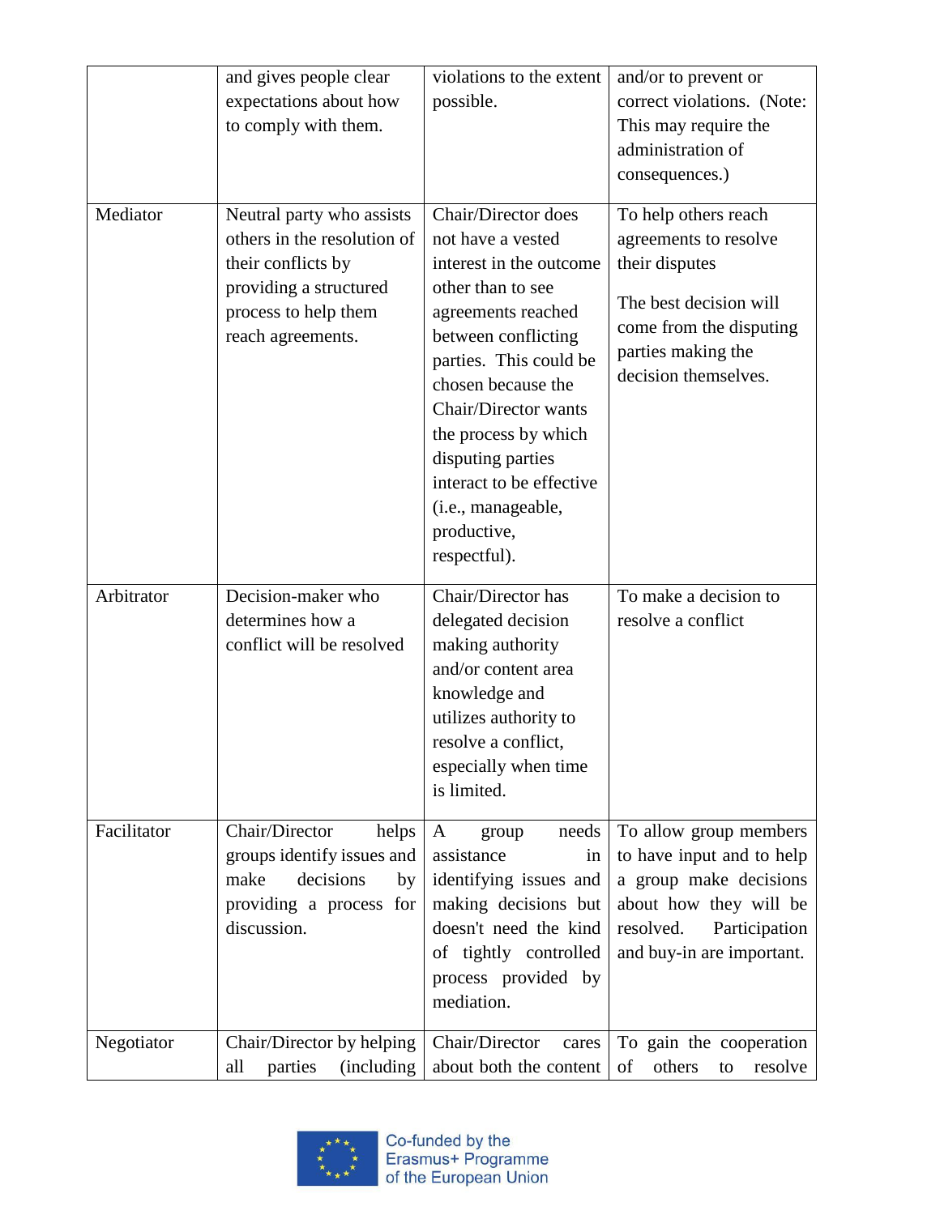| | | | |
|---|---|---|---|
| | and gives people clear expectations about how to comply with them. | violations to the extent possible. | and/or to prevent or correct violations. (Note: This may require the administration of consequences.) |
| Mediator | Neutral party who assists others in the resolution of their conflicts by providing a structured process to help them reach agreements. | Chair/Director does not have a vested interest in the outcome other than to see agreements reached between conflicting parties. This could be chosen because the Chair/Director wants the process by which disputing parties interact to be effective (i.e., manageable, productive, respectful). | To help others reach agreements to resolve their disputes<br><br>The best decision will come from the disputing parties making the decision themselves. |
| Arbitrator | Decision-maker who determines how a conflict will be resolved | Chair/Director has delegated decision making authority and/or content area knowledge and utilizes authority to resolve a conflict, especially when time is limited. | To make a decision to resolve a conflict |
| Facilitator | Chair/Director helps groups identify issues and make decisions by providing a process for discussion. | A group needs assistance in identifying issues and making decisions but doesn't need the kind of tightly controlled process provided by mediation. | To allow group members to have input and to help a group make decisions about how they will be resolved. Participation and buy-in are important. |
| Negotiator | Chair/Director by helping all parties (including | Chair/Director cares about both the content | To gain the cooperation of others to resolve |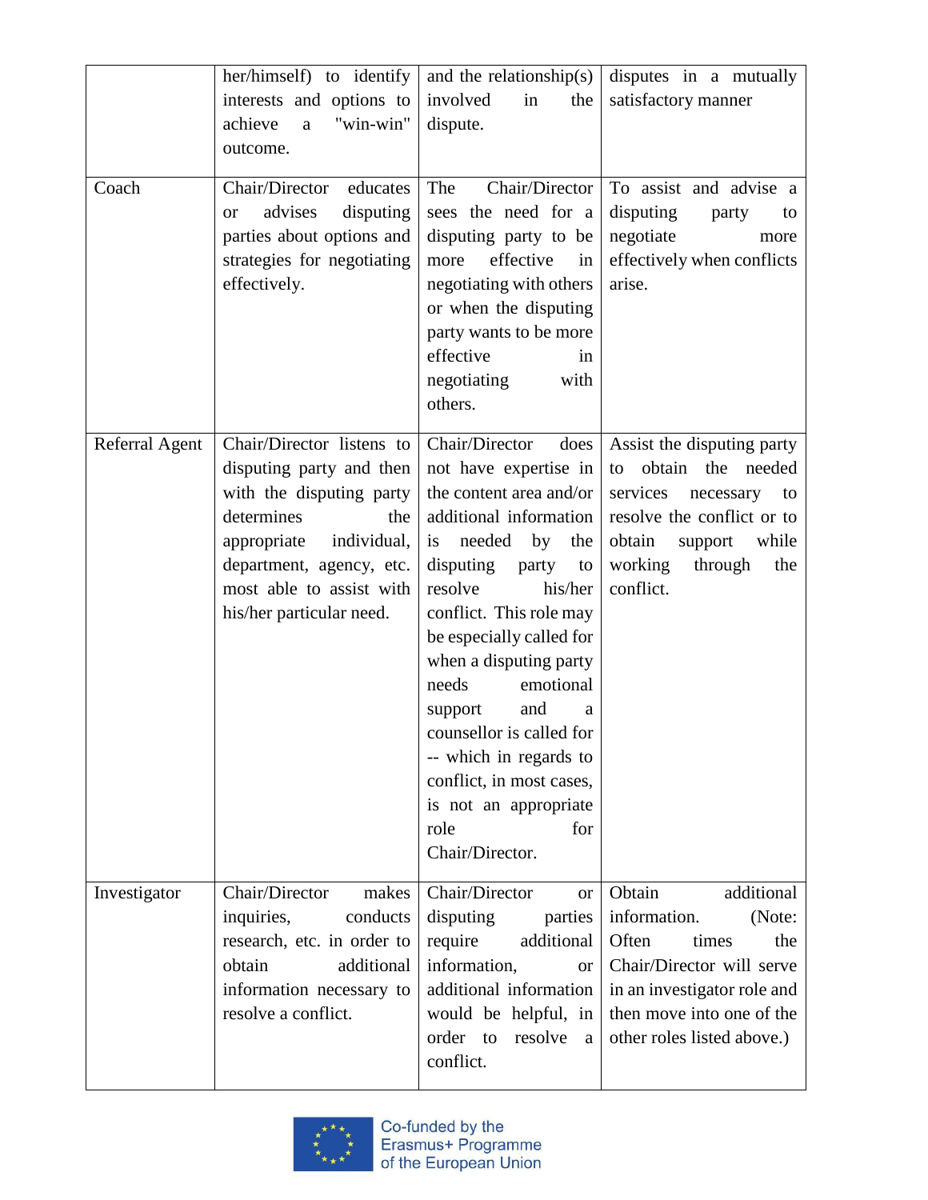| | | | |
|---|---|---|---|
| | her/himself) to identify interests and options to achieve a "win-win" outcome. | and the relationship(s) involved in the dispute. | disputes in a mutually satisfactory manner |
| Coach | Chair/Director educates or advises disputing parties about options and strategies for negotiating effectively. | The Chair/Director sees the need for a disputing party to be more effective in negotiating with others or when the disputing party wants to be more effective in negotiating with others. | To assist and advise a disputing party to negotiate more effectively when conflicts arise. |
| Referral Agent | Chair/Director listens to disputing party and then with the disputing party determines the appropriate individual, department, agency, etc. most able to assist with his/her particular need. | Chair/Director does not have expertise in the content area and/or additional information is needed by the disputing party to resolve his/her conflict. This role may be especially called for when a disputing party needs emotional support and a counsellor is called for -- which in regards to conflict, in most cases, is not an appropriate role for Chair/Director. | Assist the disputing party to obtain the needed services necessary to resolve the conflict or to obtain support while working through the conflict. |
| Investigator | Chair/Director makes inquiries, conducts research, etc. in order to obtain additional information necessary to resolve a conflict. | Chair/Director or disputing parties require additional information, or additional information would be helpful, in order to resolve a conflict. | Obtain additional information. (Note: Often times the Chair/Director will serve in an investigator role and then move into one of the other roles listed above.) |

Co-funded by the Erasmus+ Programme of the European Union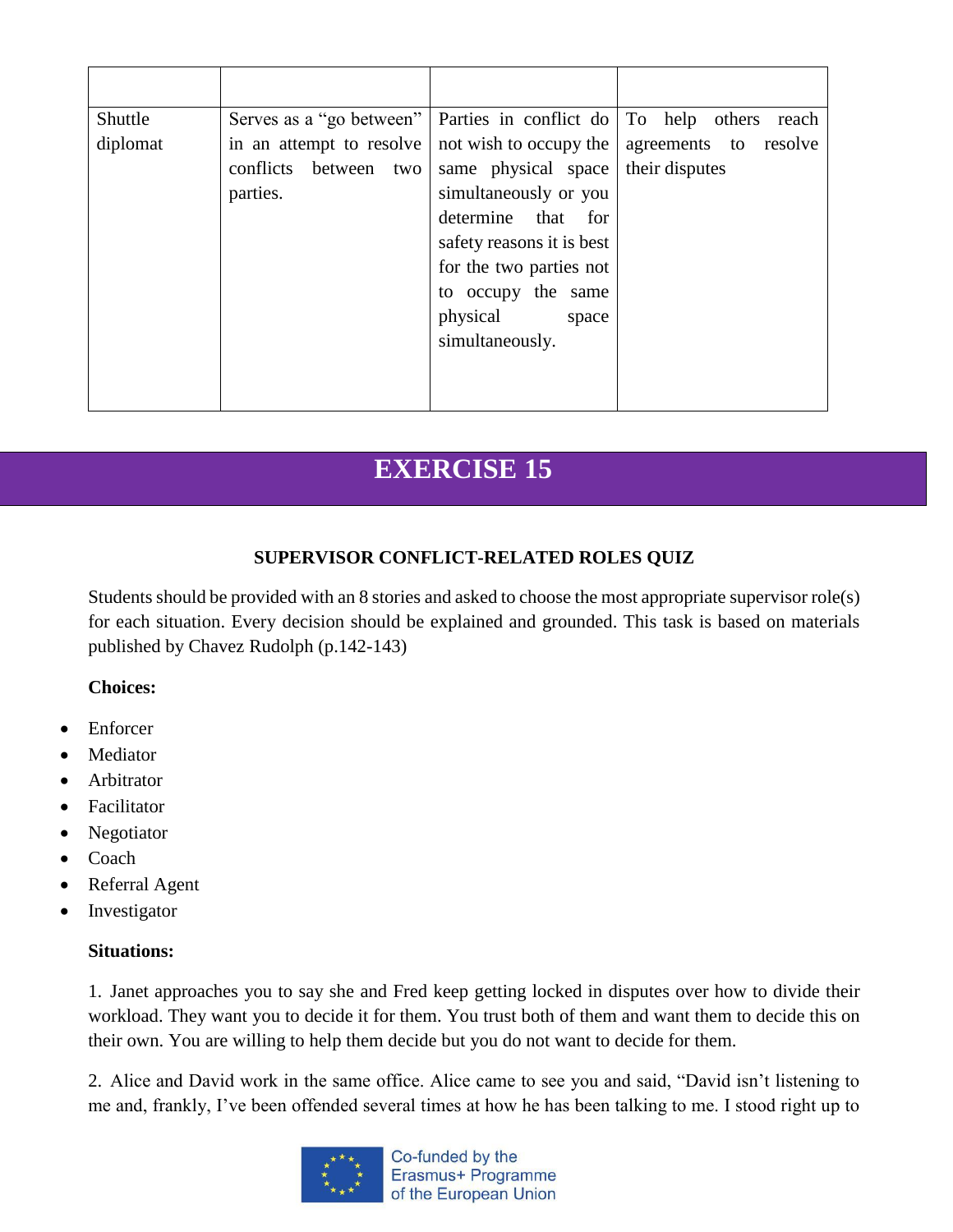| | | | |
|---|---|---|---|
| Shuttle diplomat | Serves as a "go between" in an attempt to resolve conflicts between two parties. | Parties in conflict do not wish to occupy the same physical space simultaneously or you determine that for safety reasons it is best for the two parties not to occupy the same physical space simultaneously. | To help others reach agreements to resolve their disputes |

# EXERCISE 15

### SUPERVISOR CONFLICT-RELATED ROLES QUIZ

Students should be provided with an 8 stories and asked to choose the most appropriate supervisor role(s) for each situation. Every decision should be explained and grounded. This task is based on materials published by Chavez Rudolph (p.142-143)

**Choices:**

- Enforcer
- Mediator
- Arbitrator
- Facilitator
- Negotiator
- Coach
- Referral Agent
- Investigator

**Situations:**

1. Janet approaches you to say she and Fred keep getting locked in disputes over how to divide their workload. They want you to decide it for them. You trust both of them and want them to decide this on their own. You are willing to help them decide but you do not want to decide for them.

2. Alice and David work in the same office. Alice came to see you and said, "David isn't listening to me and, frankly, I've been offended several times at how he has been talking to me. I stood right up to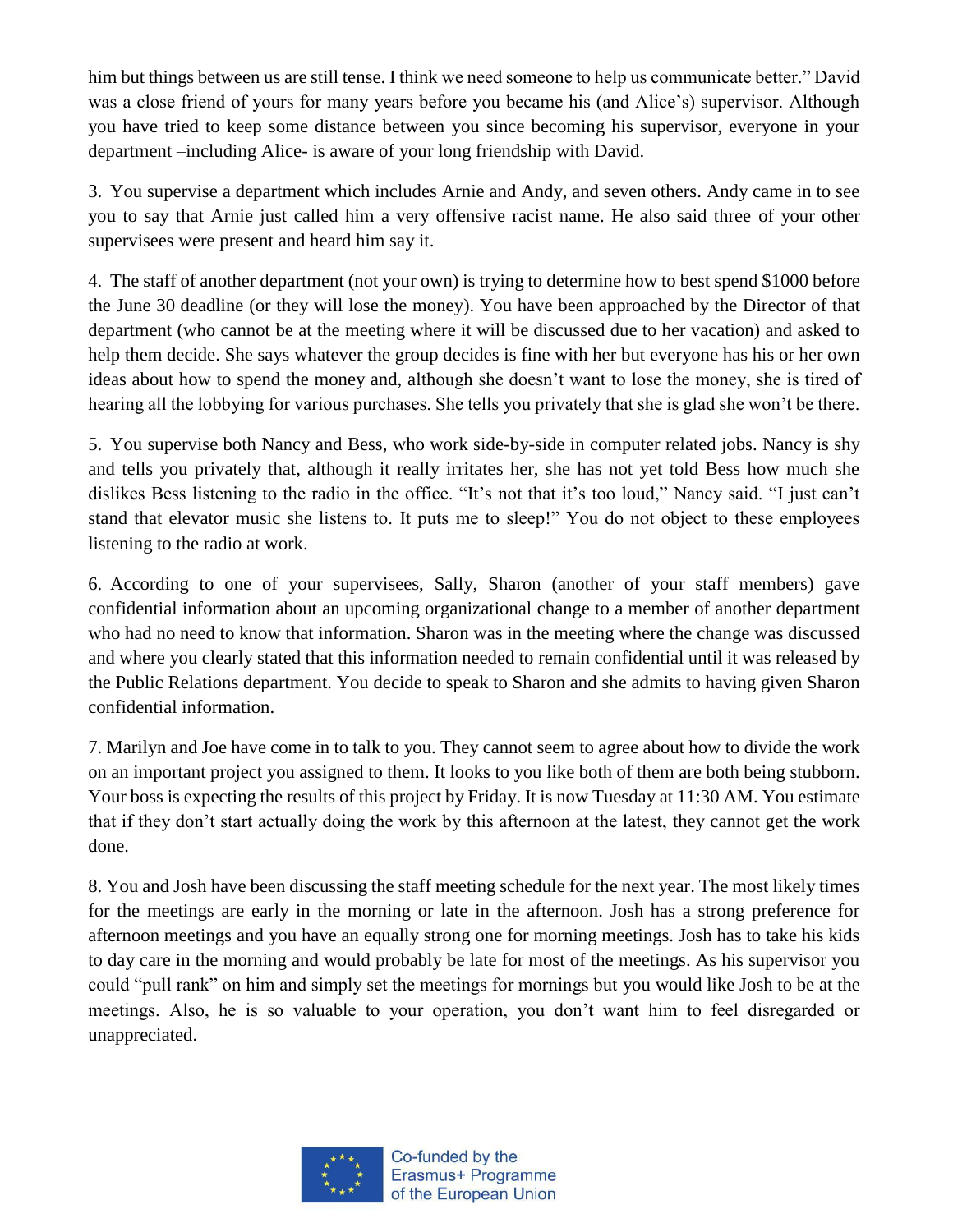him but things between us are still tense. I think we need someone to help us communicate better." David was a close friend of yours for many years before you became his (and Alice's) supervisor. Although you have tried to keep some distance between you since becoming his supervisor, everyone in your department –including Alice- is aware of your long friendship with David.

3. You supervise a department which includes Arnie and Andy, and seven others. Andy came in to see you to say that Arnie just called him a very offensive racist name. He also said three of your other supervisees were present and heard him say it.

4. The staff of another department (not your own) is trying to determine how to best spend $1000 before the June 30 deadline (or they will lose the money). You have been approached by the Director of that department (who cannot be at the meeting where it will be discussed due to her vacation) and asked to help them decide. She says whatever the group decides is fine with her but everyone has his or her own ideas about how to spend the money and, although she doesn't want to lose the money, she is tired of hearing all the lobbying for various purchases. She tells you privately that she is glad she won't be there.

5. You supervise both Nancy and Bess, who work side-by-side in computer related jobs. Nancy is shy and tells you privately that, although it really irritates her, she has not yet told Bess how much she dislikes Bess listening to the radio in the office. "It's not that it's too loud," Nancy said. "I just can't stand that elevator music she listens to. It puts me to sleep!" You do not object to these employees listening to the radio at work.

6. According to one of your supervisees, Sally, Sharon (another of your staff members) gave confidential information about an upcoming organizational change to a member of another department who had no need to know that information. Sharon was in the meeting where the change was discussed and where you clearly stated that this information needed to remain confidential until it was released by the Public Relations department. You decide to speak to Sharon and she admits to having given Sharon confidential information.

7. Marilyn and Joe have come in to talk to you. They cannot seem to agree about how to divide the work on an important project you assigned to them. It looks to you like both of them are both being stubborn. Your boss is expecting the results of this project by Friday. It is now Tuesday at 11:30 AM. You estimate that if they don't start actually doing the work by this afternoon at the latest, they cannot get the work done.

8. You and Josh have been discussing the staff meeting schedule for the next year. The most likely times for the meetings are early in the morning or late in the afternoon. Josh has a strong preference for afternoon meetings and you have an equally strong one for morning meetings. Josh has to take his kids to day care in the morning and would probably be late for most of the meetings. As his supervisor you could "pull rank" on him and simply set the meetings for mornings but you would like Josh to be at the meetings. Also, he is so valuable to your operation, you don't want him to feel disregarded or unappreciated.

Co-funded by the Erasmus+ Programme of the European Union